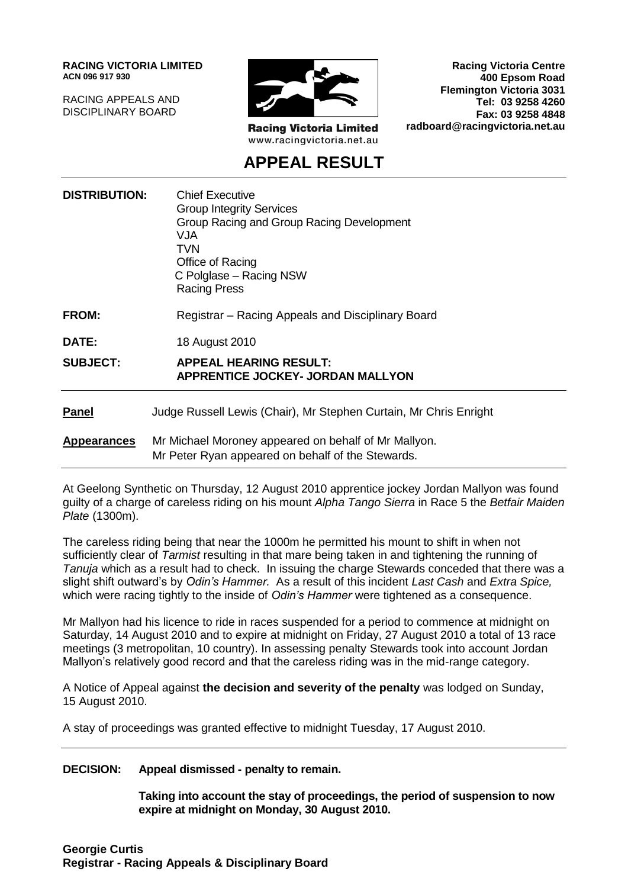**RACING VICTORIA LIMITED**
**ACN 096 917 930**

RACING APPEALS AND
DISCIPLINARY BOARD

**Racing Victoria Limited**
www.racingvictoria.net.au

**Racing Victoria Centre**
**400 Epsom Road**
**Flemington Victoria 3031**
**Tel: 03 9258 4260**
**Fax: 03 9258 4848**
**radboard@racingvictoria.net.au**

# APPEAL RESULT

**DISTRIBUTION:** Chief Executive
Group Integrity Services
Group Racing and Group Racing Development
VJA
TVN
Office of Racing
C Polglase – Racing NSW
Racing Press

**FROM:** Registrar – Racing Appeals and Disciplinary Board

**DATE:** 18 August 2010

**SUBJECT:** **APPEAL HEARING RESULT:**
**APPRENTICE JOCKEY- JORDAN MALLYON**

---

**Panel** Judge Russell Lewis (Chair), Mr Stephen Curtain, Mr Chris Enright

**Appearances** Mr Michael Moroney appeared on behalf of Mr Mallyon.
Mr Peter Ryan appeared on behalf of the Stewards.

---

At Geelong Synthetic on Thursday, 12 August 2010 apprentice jockey Jordan Mallyon was found guilty of a charge of careless riding on his mount *Alpha Tango Sierra* in Race 5 the *Betfair Maiden Plate* (1300m).

The careless riding being that near the 1000m he permitted his mount to shift in when not sufficiently clear of *Tarmist* resulting in that mare being taken in and tightening the running of *Tanuja* which as a result had to check. In issuing the charge Stewards conceded that there was a slight shift outward's by *Odin's Hammer.* As a result of this incident *Last Cash* and *Extra Spice,* which were racing tightly to the inside of *Odin's Hammer* were tightened as a consequence.

Mr Mallyon had his licence to ride in races suspended for a period to commence at midnight on Saturday, 14 August 2010 and to expire at midnight on Friday, 27 August 2010 a total of 13 race meetings (3 metropolitan, 10 country). In assessing penalty Stewards took into account Jordan Mallyon's relatively good record and that the careless riding was in the mid-range category.

A Notice of Appeal against **the decision and severity of the penalty** was lodged on Sunday, 15 August 2010.

A stay of proceedings was granted effective to midnight Tuesday, 17 August 2010.

---

**DECISION: Appeal dismissed - penalty to remain.**

**Taking into account the stay of proceedings, the period of suspension to now expire at midnight on Monday, 30 August 2010.**

**Georgie Curtis**
**Registrar - Racing Appeals & Disciplinary Board**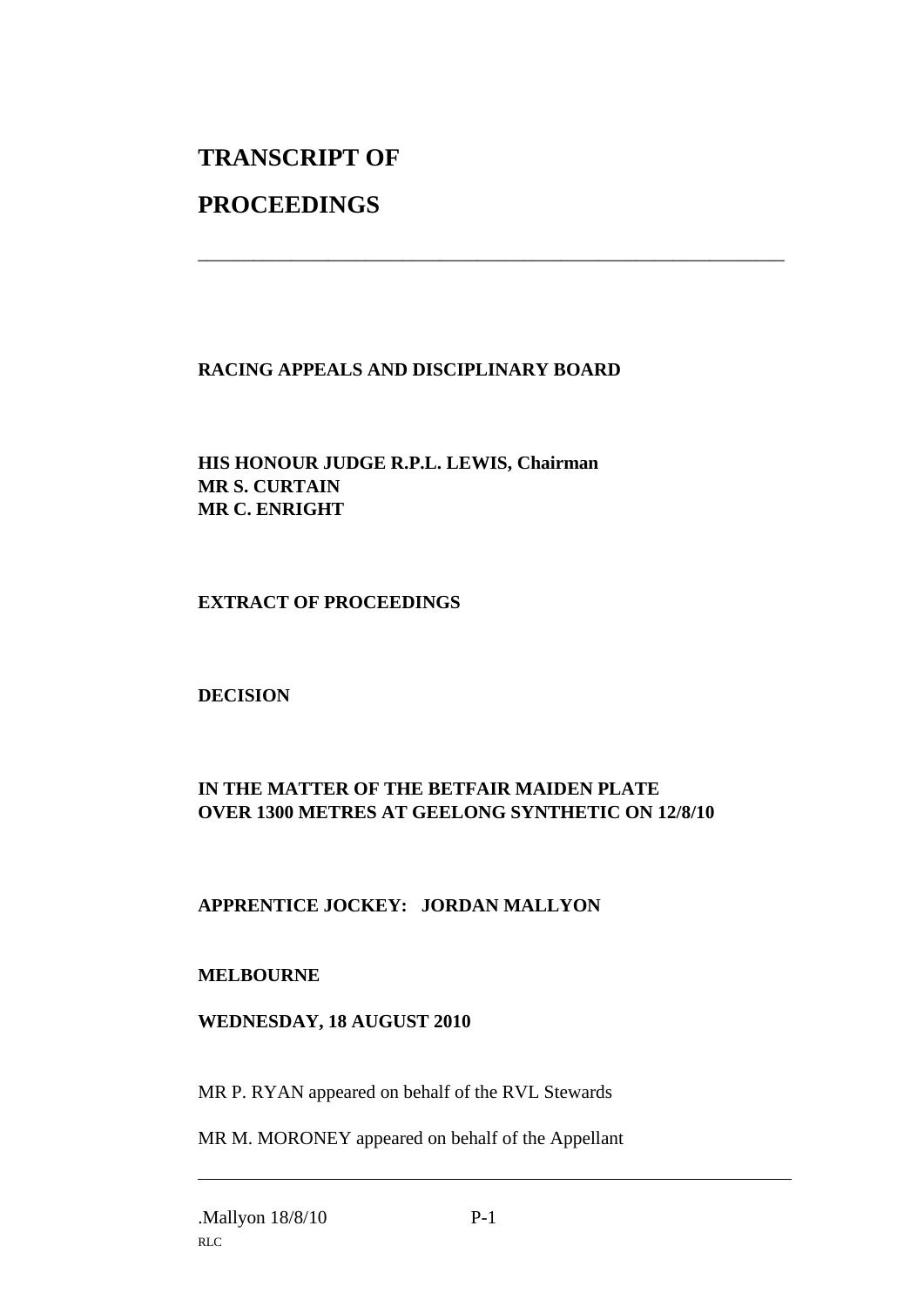# TRANSCRIPT OF

# PROCEEDINGS

---

**RACING APPEALS AND DISCIPLINARY BOARD**

**HIS HONOUR JUDGE R.P.L. LEWIS, Chairman**
**MR S. CURTAIN**
**MR C. ENRIGHT**

**EXTRACT OF PROCEEDINGS**

**DECISION**

**IN THE MATTER OF THE BETFAIR MAIDEN PLATE OVER 1300 METRES AT GEELONG SYNTHETIC ON 12/8/10**

**APPRENTICE JOCKEY: JORDAN MALLYON**

**MELBOURNE**

**WEDNESDAY, 18 AUGUST 2010**

MR P. RYAN appeared on behalf of the RVL Stewards

MR M. MORONEY appeared on behalf of the Appellant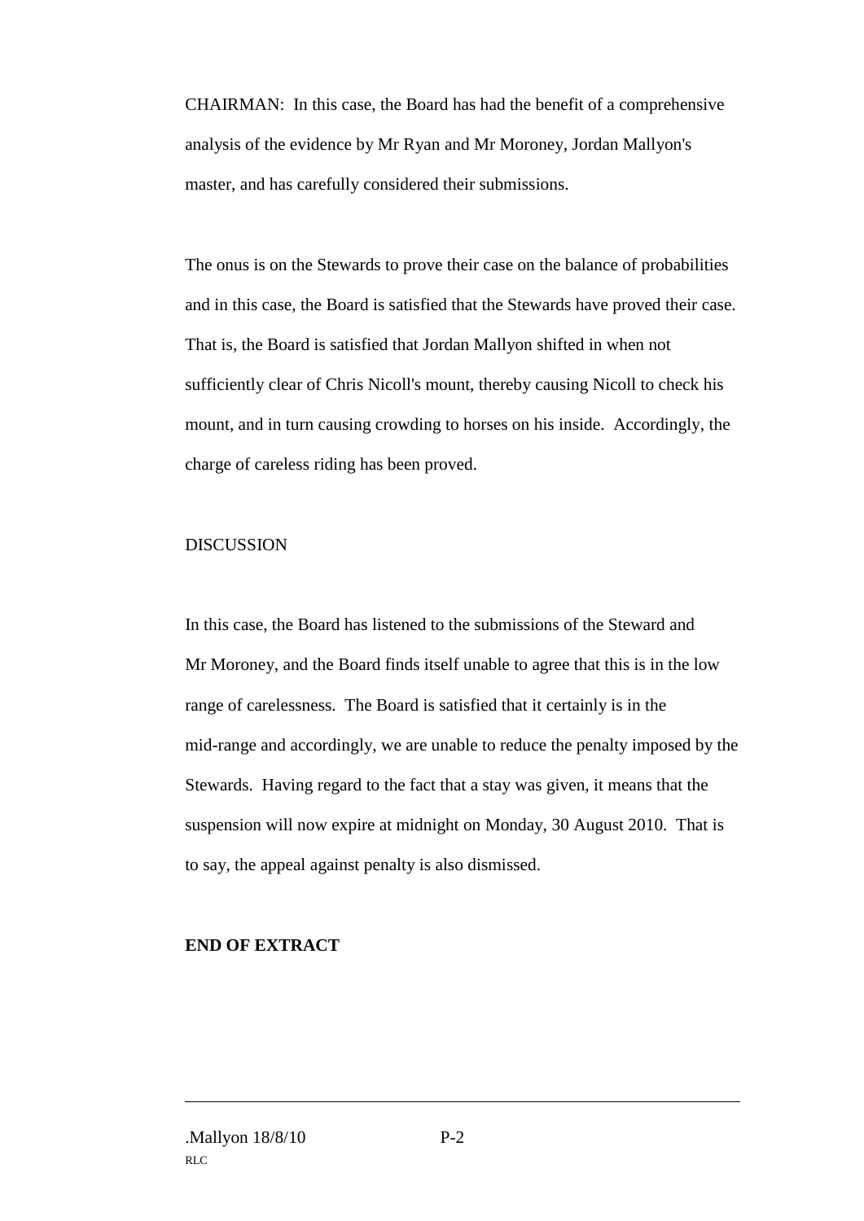CHAIRMAN: In this case, the Board has had the benefit of a comprehensive analysis of the evidence by Mr Ryan and Mr Moroney, Jordan Mallyon's master, and has carefully considered their submissions.

The onus is on the Stewards to prove their case on the balance of probabilities and in this case, the Board is satisfied that the Stewards have proved their case. That is, the Board is satisfied that Jordan Mallyon shifted in when not sufficiently clear of Chris Nicoll's mount, thereby causing Nicoll to check his mount, and in turn causing crowding to horses on his inside. Accordingly, the charge of careless riding has been proved.

DISCUSSION

In this case, the Board has listened to the submissions of the Steward and Mr Moroney, and the Board finds itself unable to agree that this is in the low range of carelessness. The Board is satisfied that it certainly is in the mid-range and accordingly, we are unable to reduce the penalty imposed by the Stewards. Having regard to the fact that a stay was given, it means that the suspension will now expire at midnight on Monday, 30 August 2010. That is to say, the appeal against penalty is also dismissed.

**END OF EXTRACT**